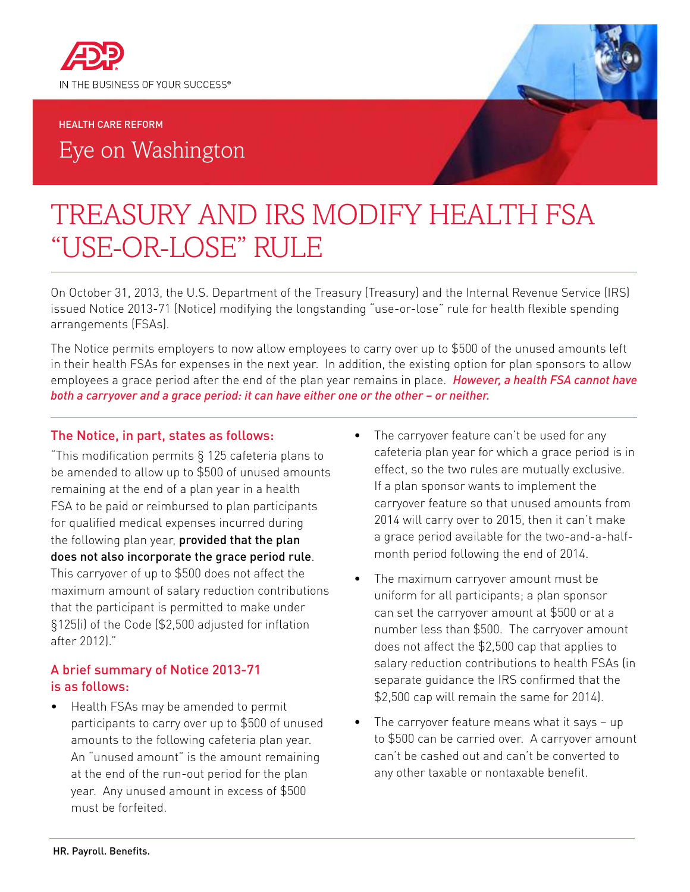IN THE BUSINESS OF YOUR SUCCESS®

HEALTH CARE REFORM

Eye on Washington

# TREASURY AND IRS MODIFY HEALTH FSA "USE-OR-LOSE" RULE

On October 31, 2013, the U.S. Department of the Treasury (Treasury) and the Internal Revenue Service (IRS) issued Notice 2013-71 (Notice) modifying the longstanding "use-or-lose" rule for health flexible spending arrangements (FSAs).

The Notice permits employers to now allow employees to carry over up to $500 of the unused amounts left in their health FSAs for expenses in the next year. In addition, the existing option for plan sponsors to allow employees a grace period after the end of the plan year remains in place. ***However, a health FSA cannot have both a carryover and a grace period: it can have either one or the other – or neither.***

## The Notice, in part, states as follows:

"This modification permits § 125 cafeteria plans to be amended to allow up to $500 of unused amounts remaining at the end of a plan year in a health FSA to be paid or reimbursed to plan participants for qualified medical expenses incurred during the following plan year, **provided that the plan does not also incorporate the grace period rule**. This carryover of up to $500 does not affect the maximum amount of salary reduction contributions that the participant is permitted to make under §125(i) of the Code ($2,500 adjusted for inflation after 2012)."

## A brief summary of Notice 2013-71 is as follows:

- Health FSAs may be amended to permit participants to carry over up to $500 of unused amounts to the following cafeteria plan year. An "unused amount" is the amount remaining at the end of the run-out period for the plan year. Any unused amount in excess of $500 must be forfeited.
- The carryover feature can't be used for any cafeteria plan year for which a grace period is in effect, so the two rules are mutually exclusive. If a plan sponsor wants to implement the carryover feature so that unused amounts from 2014 will carry over to 2015, then it can't make a grace period available for the two-and-a-half-month period following the end of 2014.
- The maximum carryover amount must be uniform for all participants; a plan sponsor can set the carryover amount at $500 or at a number less than $500. The carryover amount does not affect the $2,500 cap that applies to salary reduction contributions to health FSAs (in separate guidance the IRS confirmed that the $2,500 cap will remain the same for 2014).
- The carryover feature means what it says – up to $500 can be carried over. A carryover amount can't be cashed out and can't be converted to any other taxable or nontaxable benefit.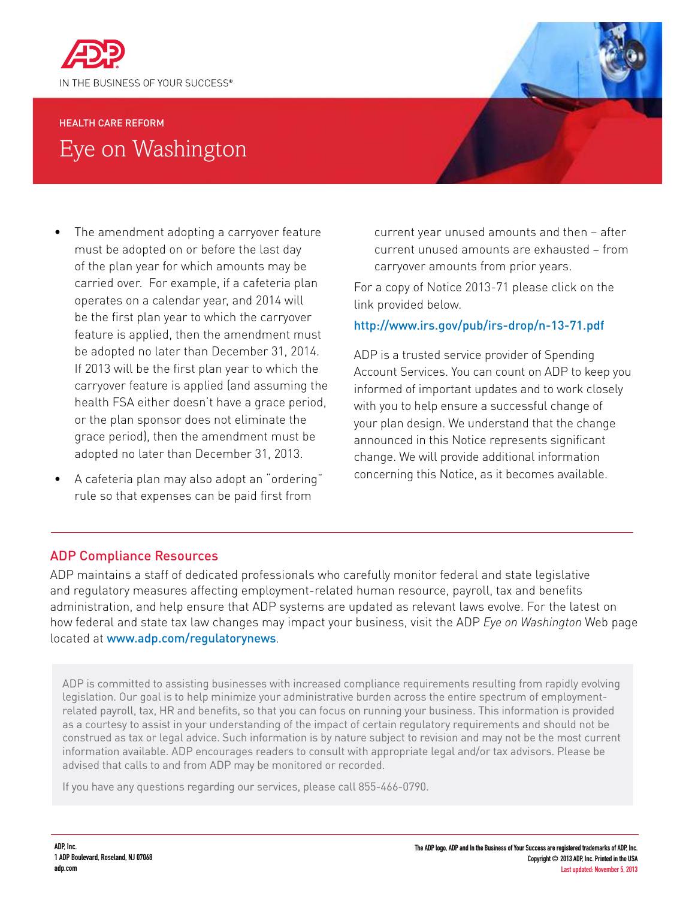HEALTH CARE REFORM

# Eye on Washington

- The amendment adopting a carryover feature must be adopted on or before the last day of the plan year for which amounts may be carried over. For example, if a cafeteria plan operates on a calendar year, and 2014 will be the first plan year to which the carryover feature is applied, then the amendment must be adopted no later than December 31, 2014. If 2013 will be the first plan year to which the carryover feature is applied (and assuming the health FSA either doesn't have a grace period, or the plan sponsor does not eliminate the grace period), then the amendment must be adopted no later than December 31, 2013.
- A cafeteria plan may also adopt an "ordering" rule so that expenses can be paid first from current year unused amounts and then – after current unused amounts are exhausted – from carryover amounts from prior years.

For a copy of Notice 2013-71 please click on the link provided below.

http://www.irs.gov/pub/irs-drop/n-13-71.pdf

ADP is a trusted service provider of Spending Account Services. You can count on ADP to keep you informed of important updates and to work closely with you to help ensure a successful change of your plan design. We understand that the change announced in this Notice represents significant change. We will provide additional information concerning this Notice, as it becomes available.

## ADP Compliance Resources

ADP maintains a staff of dedicated professionals who carefully monitor federal and state legislative and regulatory measures affecting employment-related human resource, payroll, tax and benefits administration, and help ensure that ADP systems are updated as relevant laws evolve. For the latest on how federal and state tax law changes may impact your business, visit the ADP *Eye on Washington* Web page located at www.adp.com/regulatorynews.

ADP is committed to assisting businesses with increased compliance requirements resulting from rapidly evolving legislation. Our goal is to help minimize your administrative burden across the entire spectrum of employment-related payroll, tax, HR and benefits, so that you can focus on running your business. This information is provided as a courtesy to assist in your understanding of the impact of certain regulatory requirements and should not be construed as tax or legal advice. Such information is by nature subject to revision and may not be the most current information available. ADP encourages readers to consult with appropriate legal and/or tax advisors. Please be advised that calls to and from ADP may be monitored or recorded.

If you have any questions regarding our services, please call 855-466-0790.

ADP, Inc.
1 ADP Boulevard, Roseland, NJ 07068
adp.com

The ADP logo, ADP and In the Business of Your Success are registered trademarks of ADP, Inc.
Copyright © 2013 ADP, Inc. Printed in the USA
Last updated: November 5, 2013